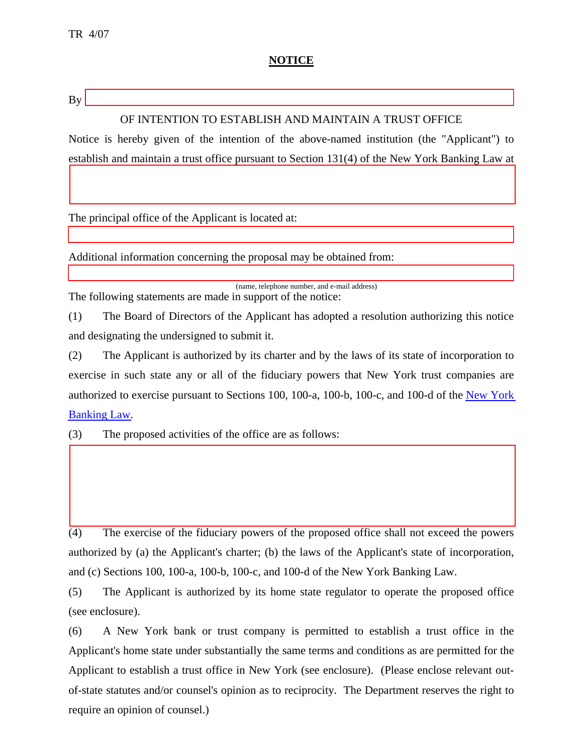TR 4/07

# NOTICE

By \_\_\_\_\_\_\_\_\_\_\_\_\_\_\_\_\_\_\_\_\_\_\_\_\_\_\_\_\_\_\_\_\_\_\_\_\_\_\_\_

OF INTENTION TO ESTABLISH AND MAINTAIN A TRUST OFFICE

Notice is hereby given of the intention of the above-named institution (the "Applicant") to establish and maintain a trust office pursuant to Section 131(4) of the New York Banking Law at

\_\_\_\_\_\_\_\_\_\_\_\_\_\_\_\_\_\_\_\_\_\_\_\_\_\_\_\_\_\_\_\_\_\_\_\_\_\_\_\_

The principal office of the Applicant is located at:

\_\_\_\_\_\_\_\_\_\_\_\_\_\_\_\_\_\_\_\_\_\_\_\_\_\_\_\_\_\_\_\_\_\_\_\_\_\_\_\_

Additional information concerning the proposal may be obtained from:

\_\_\_\_\_\_\_\_\_\_\_\_\_\_\_\_\_\_\_\_\_\_\_\_\_\_\_\_\_\_\_\_\_\_\_\_\_\_\_\_

(name, telephone number, and e-mail address)

The following statements are made in support of the notice:

(1) The Board of Directors of the Applicant has adopted a resolution authorizing this notice and designating the undersigned to submit it.

(2) The Applicant is authorized by its charter and by the laws of its state of incorporation to exercise in such state any or all of the fiduciary powers that New York trust companies are authorized to exercise pursuant to Sections 100, 100-a, 100-b, 100-c, and 100-d of the New York Banking Law.

(3) The proposed activities of the office are as follows:

\_\_\_\_\_\_\_\_\_\_\_\_\_\_\_\_\_\_\_\_\_\_\_\_\_\_\_\_\_\_\_\_\_\_\_\_\_\_\_\_

(4) The exercise of the fiduciary powers of the proposed office shall not exceed the powers authorized by (a) the Applicant's charter; (b) the laws of the Applicant's state of incorporation, and (c) Sections 100, 100-a, 100-b, 100-c, and 100-d of the New York Banking Law.

(5) The Applicant is authorized by its home state regulator to operate the proposed office (see enclosure).

(6) A New York bank or trust company is permitted to establish a trust office in the Applicant's home state under substantially the same terms and conditions as are permitted for the Applicant to establish a trust office in New York (see enclosure). (Please enclose relevant out-of-state statutes and/or counsel's opinion as to reciprocity. The Department reserves the right to require an opinion of counsel.)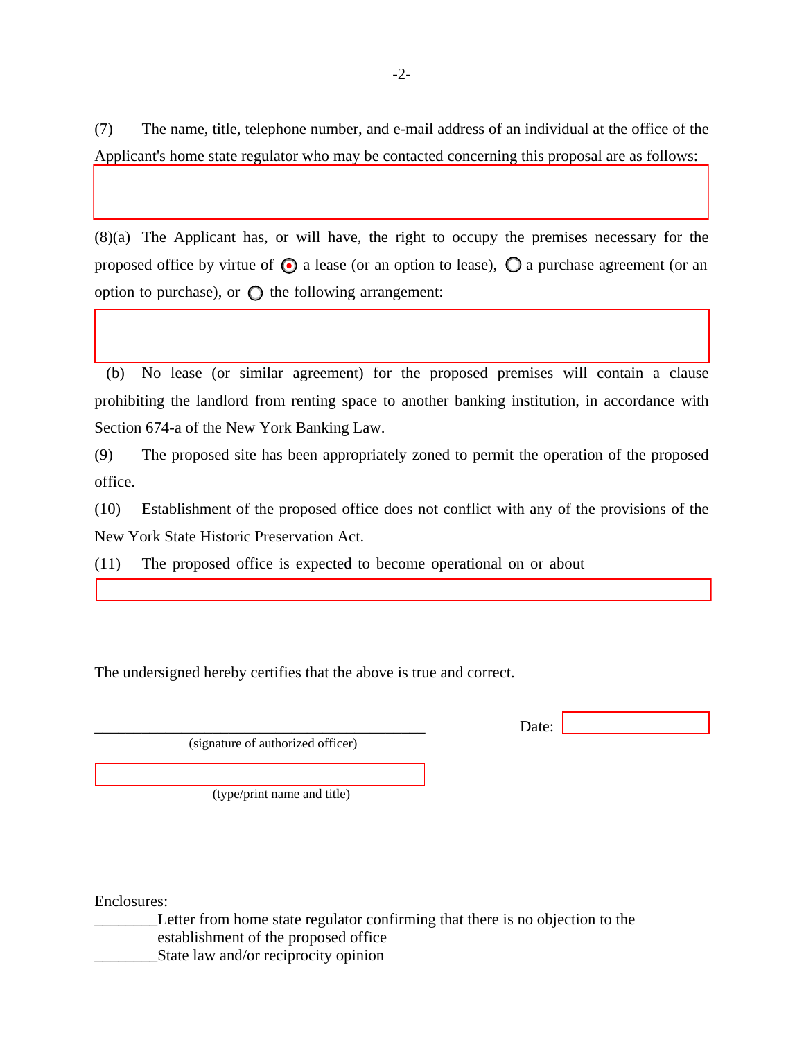(7) The name, title, telephone number, and e-mail address of an individual at the office of the Applicant's home state regulator who may be contacted concerning this proposal are as follows:

(8)(a) The Applicant has, or will have, the right to occupy the premises necessary for the proposed office by virtue of (●) a lease (or an option to lease), ( ) a purchase agreement (or an option to purchase), or ( ) the following arrangement:

(b) No lease (or similar agreement) for the proposed premises will contain a clause prohibiting the landlord from renting space to another banking institution, in accordance with Section 674-a of the New York Banking Law.

(9) The proposed site has been appropriately zoned to permit the operation of the proposed office.

(10) Establishment of the proposed office does not conflict with any of the provisions of the New York State Historic Preservation Act.

(11) The proposed office is expected to become operational on or about

The undersigned hereby certifies that the above is true and correct.

_______________________________________ Date:

(signature of authorized officer)

(type/print name and title)

Enclosures:

________Letter from home state regulator confirming that there is no objection to the establishment of the proposed office

________State law and/or reciprocity opinion